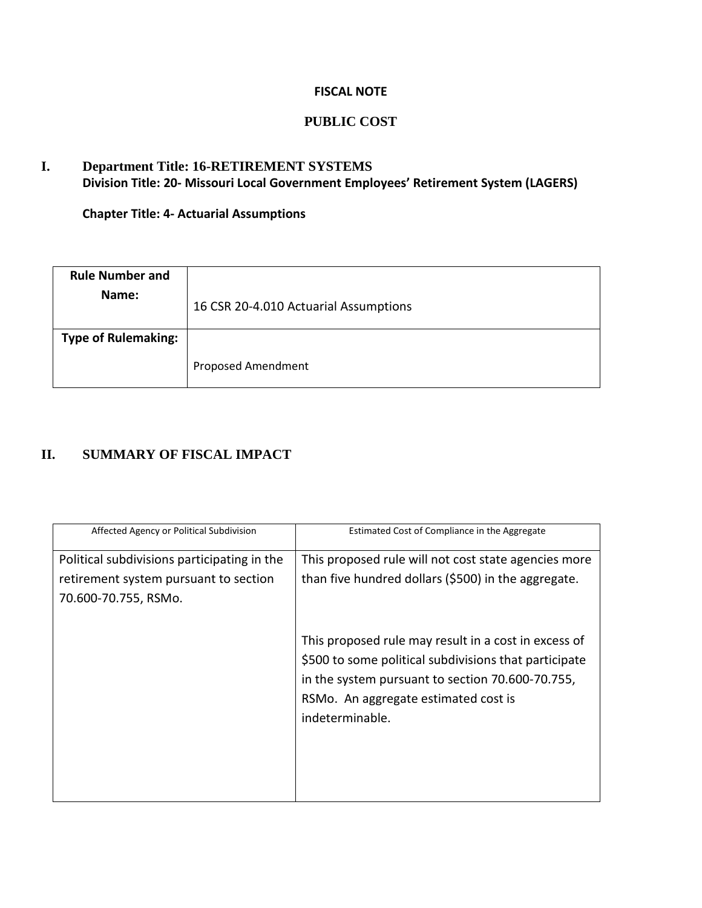# FISCAL NOTE

## PUBLIC COST

**I. Department Title: 16-RETIREMENT SYSTEMS**
**Division Title: 20- Missouri Local Government Employees' Retirement System (LAGERS)**

**Chapter Title: 4- Actuarial Assumptions**

| **Rule Number and Name:** | 16 CSR 20-4.010 Actuarial Assumptions |
|---|---|
| **Type of Rulemaking:** | Proposed Amendment |

## II. SUMMARY OF FISCAL IMPACT

| Affected Agency or Political Subdivision | Estimated Cost of Compliance in the Aggregate |
|---|---|
| Political subdivisions participating in the retirement system pursuant to section 70.600-70.755, RSMo. | This proposed rule will not cost state agencies more than five hundred dollars ($500) in the aggregate.<br><br>This proposed rule may result in a cost in excess of $500 to some political subdivisions that participate in the system pursuant to section 70.600-70.755, RSMo. An aggregate estimated cost is indeterminable. |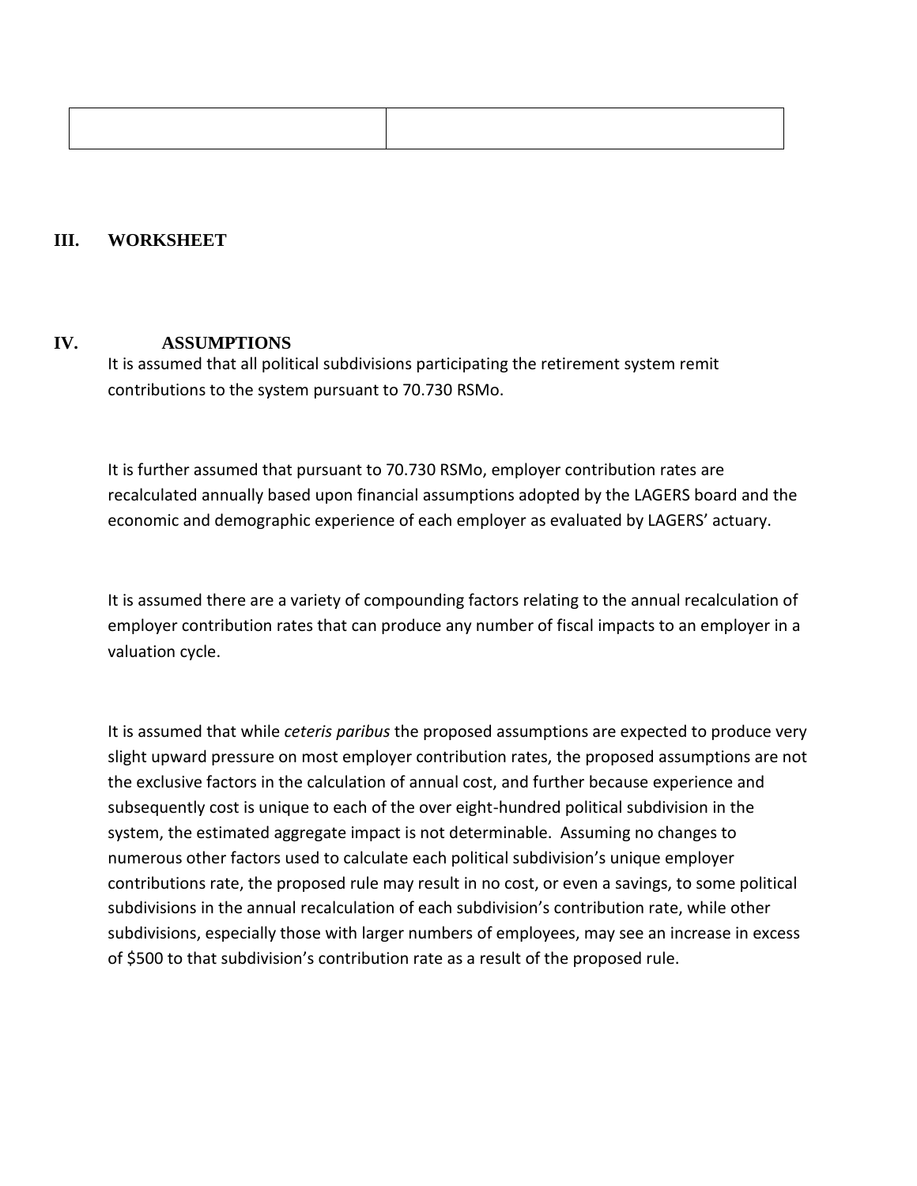| | |
|---|---|
| | |

## III. WORKSHEET

## IV. ASSUMPTIONS

It is assumed that all political subdivisions participating the retirement system remit contributions to the system pursuant to 70.730 RSMo.

It is further assumed that pursuant to 70.730 RSMo, employer contribution rates are recalculated annually based upon financial assumptions adopted by the LAGERS board and the economic and demographic experience of each employer as evaluated by LAGERS' actuary.

It is assumed there are a variety of compounding factors relating to the annual recalculation of employer contribution rates that can produce any number of fiscal impacts to an employer in a valuation cycle.

It is assumed that while *ceteris paribus* the proposed assumptions are expected to produce very slight upward pressure on most employer contribution rates, the proposed assumptions are not the exclusive factors in the calculation of annual cost, and further because experience and subsequently cost is unique to each of the over eight-hundred political subdivision in the system, the estimated aggregate impact is not determinable. Assuming no changes to numerous other factors used to calculate each political subdivision's unique employer contributions rate, the proposed rule may result in no cost, or even a savings, to some political subdivisions in the annual recalculation of each subdivision's contribution rate, while other subdivisions, especially those with larger numbers of employees, may see an increase in excess of $500 to that subdivision's contribution rate as a result of the proposed rule.